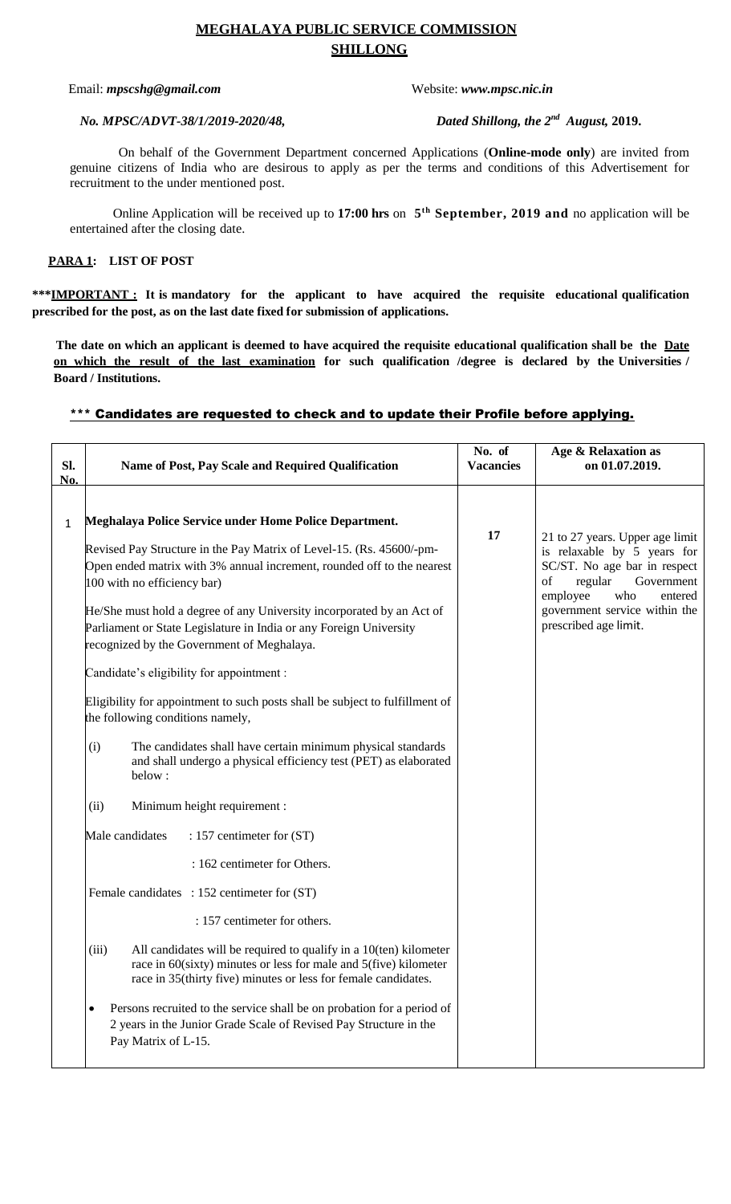# MEGHALAYA PUBLIC SERVICE COMMISSION
## SHILLONG

Email: ***mpscshg@gmail.com*** Website: ***www.mpsc.nic.in***

***No. MPSC/ADVT-38/1/2019-2020/48,*** ***Dated Shillong, the 2nd August,* 2019.**

On behalf of the Government Department concerned Applications (**Online-mode only**) are invited from genuine citizens of India who are desirous to apply as per the terms and conditions of this Advertisement for recruitment to the under mentioned post.

Online Application will be received up to **17:00 hrs** on **5th September, 2019 and** no application will be entertained after the closing date.

**PARA 1: LIST OF POST**

*****IMPORTANT : It is mandatory for the applicant to have acquired the requisite educational qualification prescribed for the post, as on the last date fixed for submission of applications.**

**The date on which an applicant is deemed to have acquired the requisite educational qualification shall be the Date on which the result of the last examination for such qualification /degree is declared by the Universities / Board / Institutions.**

**\*\*\* Candidates are requested to check and to update their Profile before applying.**

| Sl. No. | Name of Post, Pay Scale and Required Qualification | No. of Vacancies | Age & Relaxation as on 01.07.2019. |
|---|---|---|---|
| 1 | **Meghalaya Police Service under Home Police Department.**<br><br>Revised Pay Structure in the Pay Matrix of Level-15. (Rs. 45600/-pm- Open ended matrix with 3% annual increment, rounded off to the nearest 100 with no efficiency bar)<br><br>He/She must hold a degree of any University incorporated by an Act of Parliament or State Legislature in India or any Foreign University recognized by the Government of Meghalaya.<br><br>Candidate's eligibility for appointment :<br><br>Eligibility for appointment to such posts shall be subject to fulfillment of the following conditions namely,<br><br>(i) The candidates shall have certain minimum physical standards and shall undergo a physical efficiency test (PET) as elaborated below :<br><br>(ii) Minimum height requirement :<br><br>Male candidates : 157 centimeter for (ST)<br>: 162 centimeter for Others.<br><br>Female candidates : 152 centimeter for (ST)<br>: 157 centimeter for others.<br><br>(iii) All candidates will be required to qualify in a 10(ten) kilometer race in 60(sixty) minutes or less for male and 5(five) kilometer race in 35(thirty five) minutes or less for female candidates.<br><br>• Persons recruited to the service shall be on probation for a period of 2 years in the Junior Grade Scale of Revised Pay Structure in the Pay Matrix of L-15. | **17** | 21 to 27 years. Upper age limit is relaxable by 5 years for SC/ST. No age bar in respect of regular Government employee who entered government service within the prescribed age limit. |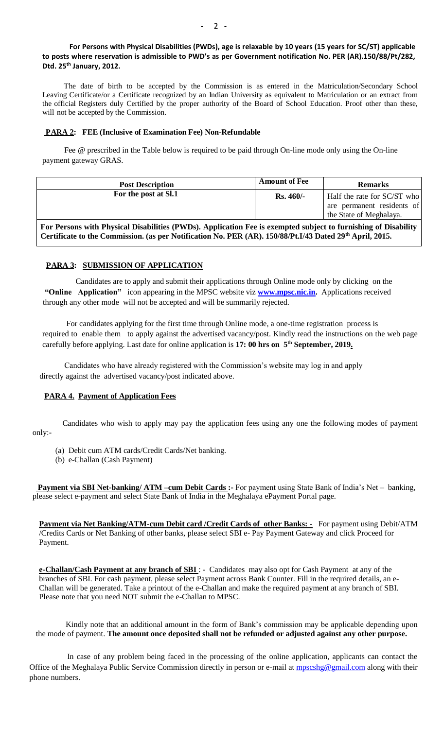**For Persons with Physical Disabilities (PWDs), age is relaxable by 10 years (15 years for SC/ST) applicable to posts where reservation is admissible to PWD's as per Government notification No. PER (AR).150/88/Pt/282, Dtd. 25th January, 2012.**

The date of birth to be accepted by the Commission is as entered in the Matriculation/Secondary School Leaving Certificate/or a Certificate recognized by an Indian University as equivalent to Matriculation or an extract from the official Registers duly Certified by the proper authority of the Board of School Education. Proof other than these, will not be accepted by the Commission.

**PARA 2: FEE (Inclusive of Examination Fee) Non-Refundable**

Fee @ prescribed in the Table below is required to be paid through On-line mode only using the On-line payment gateway GRAS.

| Post Description | Amount of Fee | Remarks |
|---|---|---|
| **For the post at Sl.1** | **Rs. 460/-** | Half the rate for SC/ST who are permanent residents of the State of Meghalaya. |
| **For Persons with Physical Disabilities (PWDs). Application Fee is exempted subject to furnishing of Disability Certificate to the Commission. (as per Notification No. PER (AR). 150/88/Pt.I/43 Dated 29th April, 2015.** | | |

**PARA 3: SUBMISSION OF APPLICATION**

Candidates are to apply and submit their applications through Online mode only by clicking on the **"Online Application"** icon appearing in the MPSC website viz **www.mpsc.nic.in.** Applications received through any other mode will not be accepted and will be summarily rejected.

For candidates applying for the first time through Online mode, a one-time registration process is required to enable them to apply against the advertised vacancy/post. Kindly read the instructions on the web page carefully before applying. Last date for online application is **17: 00 hrs on 5th September, 2019.**

Candidates who have already registered with the Commission's website may log in and apply directly against the advertised vacancy/post indicated above.

**PARA 4. Payment of Application Fees**

Candidates who wish to apply may pay the application fees using any one the following modes of payment only:-

(a) Debit cum ATM cards/Credit Cards/Net banking.
(b) e-Challan (Cash Payment)

**Payment via SBI Net-banking/ ATM –cum Debit Cards :-** For payment using State Bank of India's Net – banking, please select e-payment and select State Bank of India in the Meghalaya ePayment Portal page.

**Payment via Net Banking/ATM-cum Debit card /Credit Cards of other Banks: -** For payment using Debit/ATM /Credits Cards or Net Banking of other banks, please select SBI e- Pay Payment Gateway and click Proceed for Payment.

**e-Challan/Cash Payment at any branch of SBI** : - Candidates may also opt for Cash Payment at any of the branches of SBI. For cash payment, please select Payment across Bank Counter. Fill in the required details, an e-Challan will be generated. Take a printout of the e-Challan and make the required payment at any branch of SBI. Please note that you need NOT submit the e-Challan to MPSC.

Kindly note that an additional amount in the form of Bank's commission may be applicable depending upon the mode of payment. **The amount once deposited shall not be refunded or adjusted against any other purpose.**

In case of any problem being faced in the processing of the online application, applicants can contact the Office of the Meghalaya Public Service Commission directly in person or e-mail at mpscshg@gmail.com along with their phone numbers.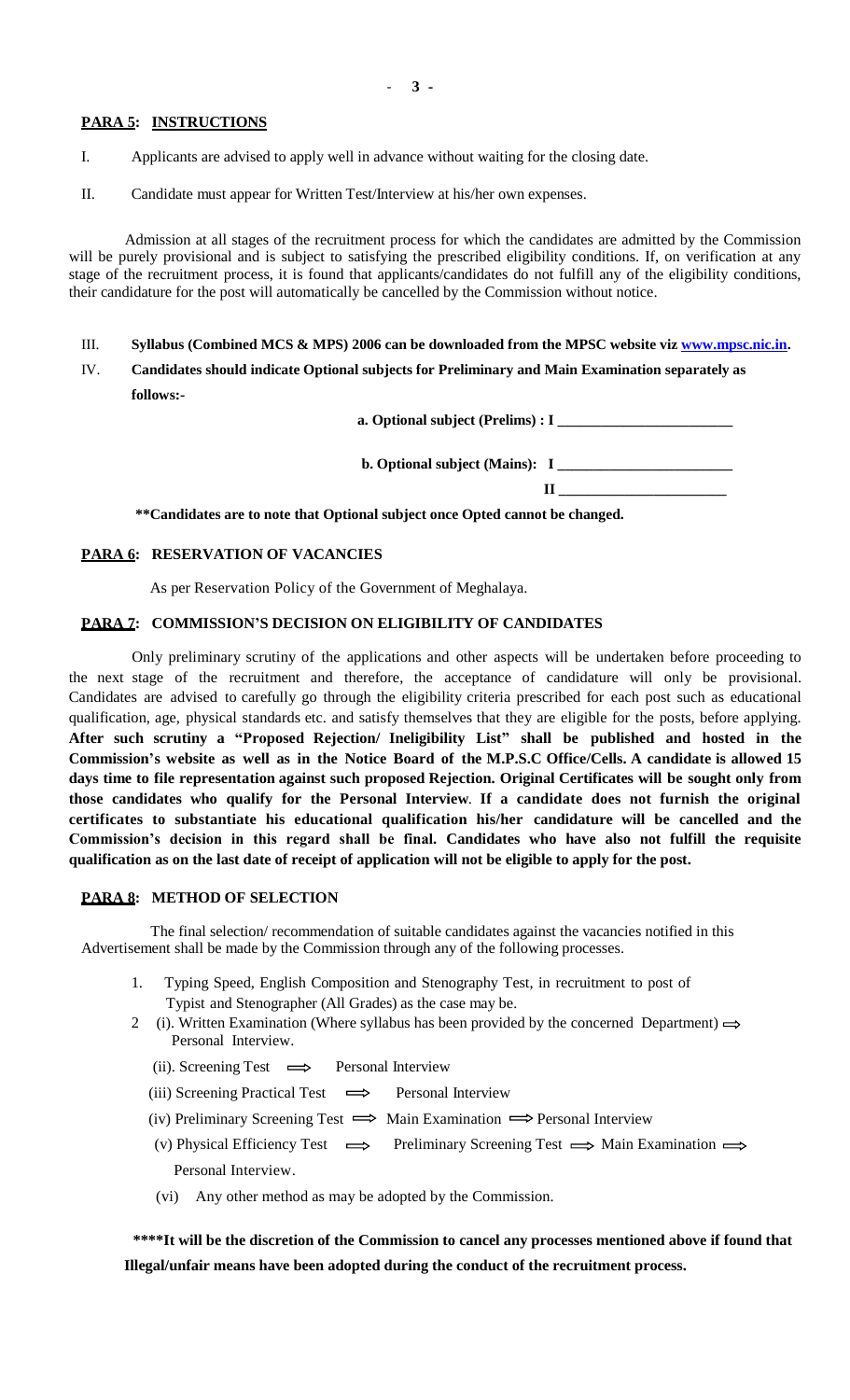**PARA 5: INSTRUCTIONS**

I. Applicants are advised to apply well in advance without waiting for the closing date.

II. Candidate must appear for Written Test/Interview at his/her own expenses.

Admission at all stages of the recruitment process for which the candidates are admitted by the Commission will be purely provisional and is subject to satisfying the prescribed eligibility conditions. If, on verification at any stage of the recruitment process, it is found that applicants/candidates do not fulfill any of the eligibility conditions, their candidature for the post will automatically be cancelled by the Commission without notice.

III. **Syllabus (Combined MCS & MPS) 2006 can be downloaded from the MPSC website viz www.mpsc.nic.in.**

IV. **Candidates should indicate Optional subjects for Preliminary and Main Examination separately as follows:-**

**a. Optional subject (Prelims) : I ________________________**

**b. Optional subject (Mains): I ________________________**

**II ________________________**

**\*\*Candidates are to note that Optional subject once Opted cannot be changed.**

**PARA 6: RESERVATION OF VACANCIES**

As per Reservation Policy of the Government of Meghalaya.

**PARA 7: COMMISSION'S DECISION ON ELIGIBILITY OF CANDIDATES**

Only preliminary scrutiny of the applications and other aspects will be undertaken before proceeding to the next stage of the recruitment and therefore, the acceptance of candidature will only be provisional. Candidates are advised to carefully go through the eligibility criteria prescribed for each post such as educational qualification, age, physical standards etc. and satisfy themselves that they are eligible for the posts, before applying. **After such scrutiny a "Proposed Rejection/ Ineligibility List" shall be published and hosted in the Commission's website as well as in the Notice Board of the M.P.S.C Office/Cells. A candidate is allowed 15 days time to file representation against such proposed Rejection. Original Certificates will be sought only from those candidates who qualify for the Personal Interview**. **If a candidate does not furnish the original certificates to substantiate his educational qualification his/her candidature will be cancelled and the Commission's decision in this regard shall be final. Candidates who have also not fulfill the requisite qualification as on the last date of receipt of application will not be eligible to apply for the post.**

**PARA 8: METHOD OF SELECTION**

The final selection/ recommendation of suitable candidates against the vacancies notified in this Advertisement shall be made by the Commission through any of the following processes.

1. Typing Speed, English Composition and Stenography Test, in recruitment to post of Typist and Stenographer (All Grades) as the case may be.
2. (i). Written Examination (Where syllabus has been provided by the concerned Department) ⟹ Personal Interview.
   - (ii). Screening Test ⟹ Personal Interview
   - (iii) Screening Practical Test ⟹ Personal Interview
   - (iv) Preliminary Screening Test ⟹ Main Examination ⟹ Personal Interview
   - (v) Physical Efficiency Test ⟹ Preliminary Screening Test ⟹ Main Examination ⟹ Personal Interview.
   - (vi) Any other method as may be adopted by the Commission.

**\*\*\*\*It will be the discretion of the Commission to cancel any processes mentioned above if found that Illegal/unfair means have been adopted during the conduct of the recruitment process.**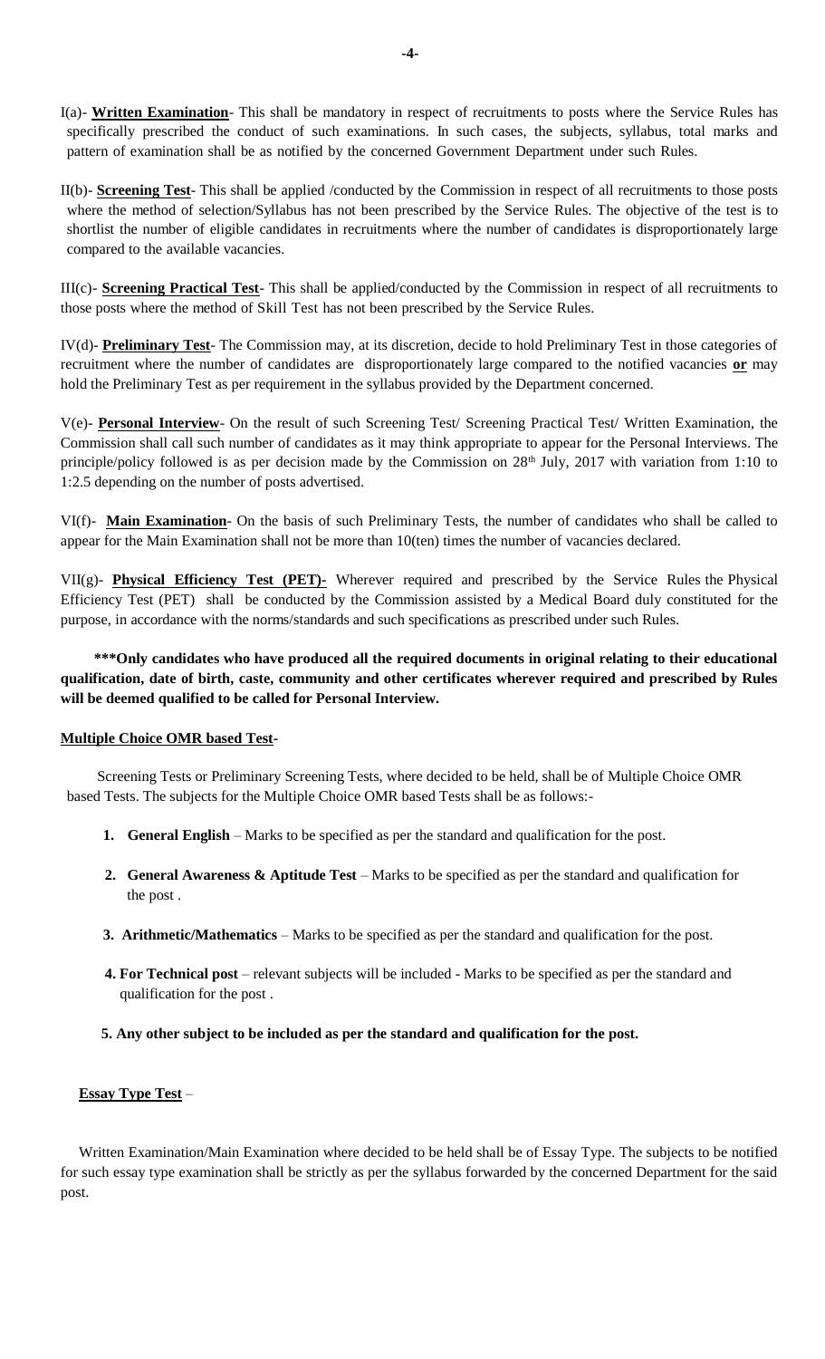I(a)- **Written Examination**- This shall be mandatory in respect of recruitments to posts where the Service Rules has specifically prescribed the conduct of such examinations. In such cases, the subjects, syllabus, total marks and pattern of examination shall be as notified by the concerned Government Department under such Rules.

II(b)- **Screening Test**- This shall be applied /conducted by the Commission in respect of all recruitments to those posts where the method of selection/Syllabus has not been prescribed by the Service Rules. The objective of the test is to shortlist the number of eligible candidates in recruitments where the number of candidates is disproportionately large compared to the available vacancies.

III(c)- **Screening Practical Test**- This shall be applied/conducted by the Commission in respect of all recruitments to those posts where the method of Skill Test has not been prescribed by the Service Rules.

IV(d)- **Preliminary Test**- The Commission may, at its discretion, decide to hold Preliminary Test in those categories of recruitment where the number of candidates are disproportionately large compared to the notified vacancies **or** may hold the Preliminary Test as per requirement in the syllabus provided by the Department concerned.

V(e)- **Personal Interview**- On the result of such Screening Test/ Screening Practical Test/ Written Examination, the Commission shall call such number of candidates as it may think appropriate to appear for the Personal Interviews. The principle/policy followed is as per decision made by the Commission on 28th July, 2017 with variation from 1:10 to 1:2.5 depending on the number of posts advertised.

VI(f)- **Main Examination**- On the basis of such Preliminary Tests, the number of candidates who shall be called to appear for the Main Examination shall not be more than 10(ten) times the number of vacancies declared.

VII(g)- **Physical Efficiency Test (PET)-** Wherever required and prescribed by the Service Rules the Physical Efficiency Test (PET) shall be conducted by the Commission assisted by a Medical Board duly constituted for the purpose, in accordance with the norms/standards and such specifications as prescribed under such Rules.

**\*\*\*Only candidates who have produced all the required documents in original relating to their educational qualification, date of birth, caste, community and other certificates wherever required and prescribed by Rules will be deemed qualified to be called for Personal Interview.**

**Multiple Choice OMR based Test-**

Screening Tests or Preliminary Screening Tests, where decided to be held, shall be of Multiple Choice OMR based Tests. The subjects for the Multiple Choice OMR based Tests shall be as follows:-

1. **General English** – Marks to be specified as per the standard and qualification for the post.
2. **General Awareness & Aptitude Test** – Marks to be specified as per the standard and qualification for the post .
3. **Arithmetic/Mathematics** – Marks to be specified as per the standard and qualification for the post.
4. **For Technical post** – relevant subjects will be included - Marks to be specified as per the standard and qualification for the post .
5. **Any other subject to be included as per the standard and qualification for the post.**

**Essay Type Test** –

Written Examination/Main Examination where decided to be held shall be of Essay Type. The subjects to be notified for such essay type examination shall be strictly as per the syllabus forwarded by the concerned Department for the said post.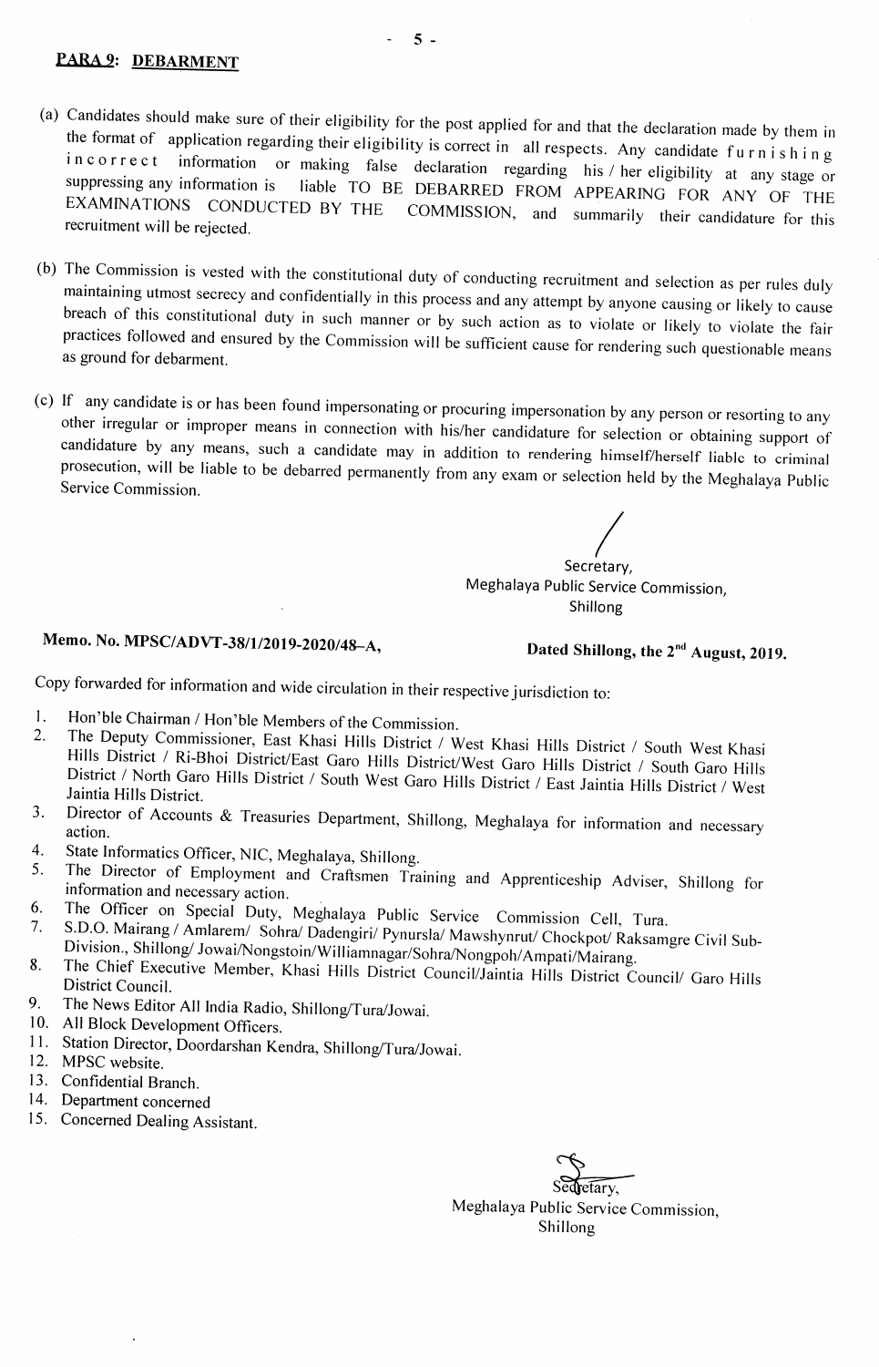## PARA 9: DEBARMENT

(a) Candidates should make sure of their eligibility for the post applied for and that the declaration made by them in the format of application regarding their eligibility is correct in all respects. Any candidate furnishing incorrect information or making false declaration regarding his / her eligibility at any stage or suppressing any information is liable TO BE DEBARRED FROM APPEARING FOR ANY OF THE EXAMINATIONS CONDUCTED BY THE COMMISSION, and summarily their candidature for this recruitment will be rejected.

(b) The Commission is vested with the constitutional duty of conducting recruitment and selection as per rules duly maintaining utmost secrecy and confidentially in this process and any attempt by anyone causing or likely to cause breach of this constitutional duty in such manner or by such action as to violate or likely to violate the fair practices followed and ensured by the Commission will be sufficient cause for rendering such questionable means as ground for debarment.

(c) If any candidate is or has been found impersonating or procuring impersonation by any person or resorting to any other irregular or improper means in connection with his/her candidature for selection or obtaining support of candidature by any means, such a candidate may in addition to rendering himself/herself liable to criminal prosecution, will be liable to be debarred permanently from any exam or selection held by the Meghalaya Public Service Commission.

Secretary,
Meghalaya Public Service Commission,
Shillong

**Memo. No. MPSC/ADVT-38/1/2019-2020/48–A,** **Dated Shillong, the 2nd August, 2019.**

Copy forwarded for information and wide circulation in their respective jurisdiction to:

1. Hon'ble Chairman / Hon'ble Members of the Commission.
2. The Deputy Commissioner, East Khasi Hills District / West Khasi Hills District / South West Khasi Hills District / Ri-Bhoi District/East Garo Hills District/West Garo Hills District / South Garo Hills District / North Garo Hills District / South West Garo Hills District / East Jaintia Hills District / West Jaintia Hills District.
3. Director of Accounts & Treasuries Department, Shillong, Meghalaya for information and necessary action.
4. State Informatics Officer, NIC, Meghalaya, Shillong.
5. The Director of Employment and Craftsmen Training and Apprenticeship Adviser, Shillong for information and necessary action.
6. The Officer on Special Duty, Meghalaya Public Service Commission Cell, Tura.
7. S.D.O. Mairang / Amlarem/ Sohra/ Dadengiri/ Pynursla/ Mawshynrut/ Chockpot/ Raksamgre Civil Sub-Division., Shillong/ Jowai/Nongstoin/Williamnagar/Sohra/Nongpoh/Ampati/Mairang.
8. The Chief Executive Member, Khasi Hills District Council/Jaintia Hills District Council/ Garo Hills District Council.
9. The News Editor All India Radio, Shillong/Tura/Jowai.
10. All Block Development Officers.
11. Station Director, Doordarshan Kendra, Shillong/Tura/Jowai.
12. MPSC website.
13. Confidential Branch.
14. Department concerned
15. Concerned Dealing Assistant.

Secretary,
Meghalaya Public Service Commission,
Shillong